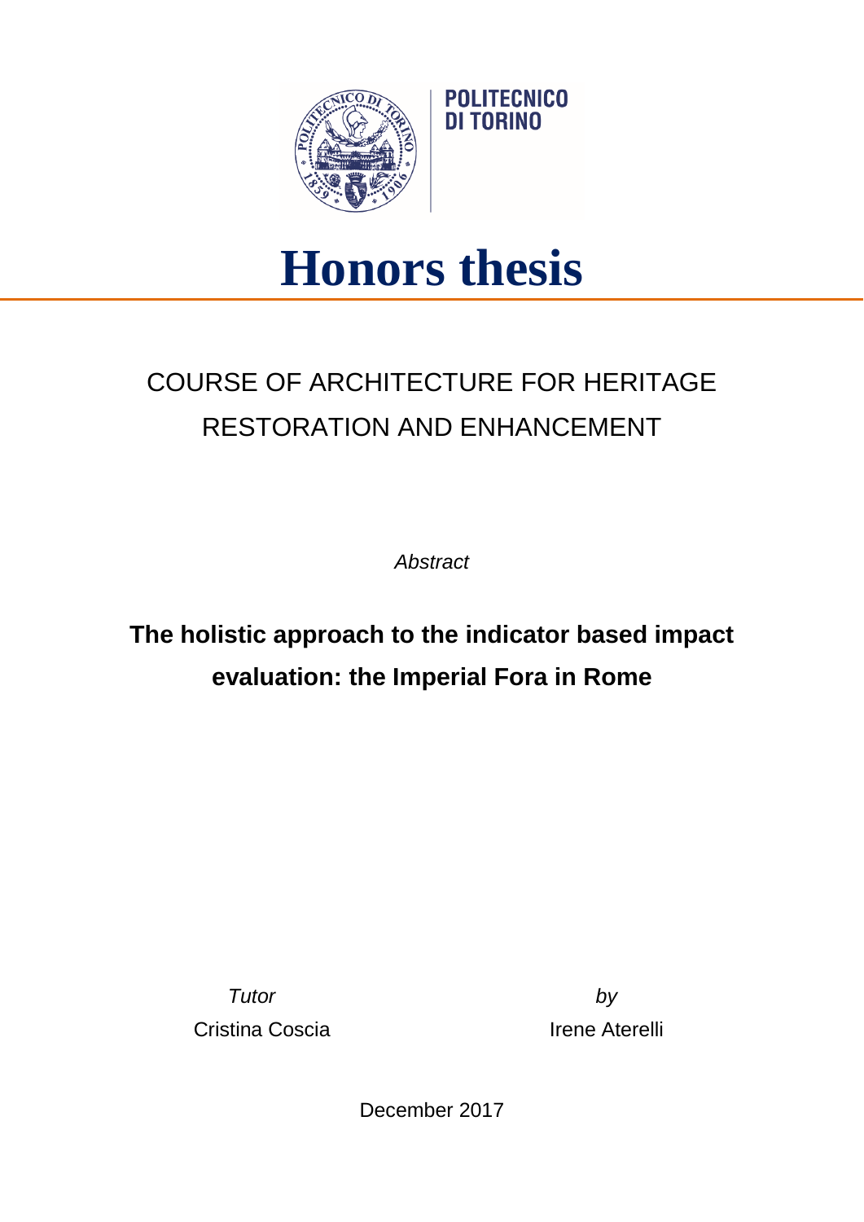POLITECNICO DI TORINO

# Honors thesis

## COURSE OF ARCHITECTURE FOR HERITAGE RESTORATION AND ENHANCEMENT

*Abstract*

**The holistic approach to the indicator based impact evaluation: the Imperial Fora in Rome**

*Tutor*
Cristina Coscia

*by*
Irene Aterelli

December 2017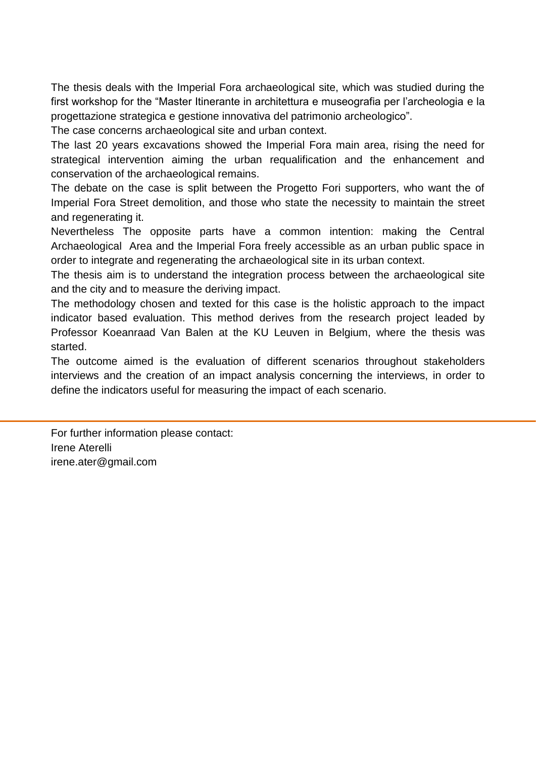The thesis deals with the Imperial Fora archaeological site, which was studied during the first workshop for the "Master Itinerante in architettura e museografia per l'archeologia e la progettazione strategica e gestione innovativa del patrimonio archeologico".

The case concerns archaeological site and urban context.

The last 20 years excavations showed the Imperial Fora main area, rising the need for strategical intervention aiming the urban requalification and the enhancement and conservation of the archaeological remains.

The debate on the case is split between the Progetto Fori supporters, who want the of Imperial Fora Street demolition, and those who state the necessity to maintain the street and regenerating it.

Nevertheless The opposite parts have a common intention: making the Central Archaeological Area and the Imperial Fora freely accessible as an urban public space in order to integrate and regenerating the archaeological site in its urban context.

The thesis aim is to understand the integration process between the archaeological site and the city and to measure the deriving impact.

The methodology chosen and texted for this case is the holistic approach to the impact indicator based evaluation. This method derives from the research project leaded by Professor Koeanraad Van Balen at the KU Leuven in Belgium, where the thesis was started.

The outcome aimed is the evaluation of different scenarios throughout stakeholders interviews and the creation of an impact analysis concerning the interviews, in order to define the indicators useful for measuring the impact of each scenario.

---

For further information please contact:
Irene Aterelli
irene.ater@gmail.com